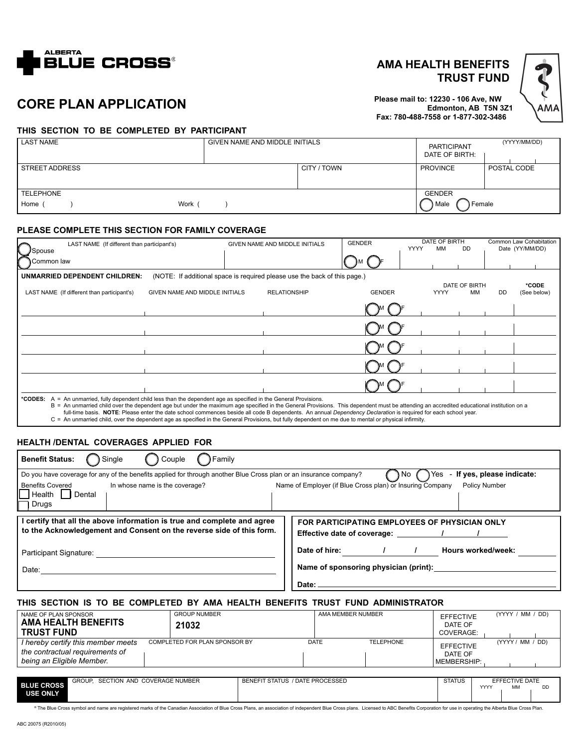ALBERTA BLUE CROSS®

# CORE PLAN APPLICATION

## AMA HEALTH BENEFITS TRUST FUND

**Please mail to: 12230 - 106 Ave, NW Edmonton, AB T5N 3Z1**
**Fax: 780-488-7558 or 1-877-302-3486**

AMA

### THIS SECTION TO BE COMPLETED BY PARTICIPANT

| LAST NAME | GIVEN NAME AND MIDDLE INITIALS | | PARTICIPANT DATE OF BIRTH: (YYYY/MM/DD) | |
|---|---|---|---|---|
| STREET ADDRESS | | CITY / TOWN | PROVINCE | POSTAL CODE |
| TELEPHONE Home ( ) Work ( ) | | | GENDER ◯ Male ◯ Female | |

### PLEASE COMPLETE THIS SECTION FOR FAMILY COVERAGE

| | LAST NAME (If different than participant's) | GIVEN NAME AND MIDDLE INITIALS | GENDER | DATE OF BIRTH YYYY MM DD | Common Law Cohabitation Date (YY/MM/DD) |
|---|---|---|---|---|---|
| ◯ Spouse ◯ Common law | | | ◯ M ◯ F | | |

**UNMARRIED DEPENDENT CHILDREN:** (NOTE: If additional space is required please use the back of this page.)

| LAST NAME (If different than participant's) | GIVEN NAME AND MIDDLE INITIALS | RELATIONSHIP | GENDER | DATE OF BIRTH YYYY | MM | DD | *CODE (See below) |
|---|---|---|---|---|---|---|---|
| | | | ◯ M ◯ F | | | | |
| | | | ◯ M ◯ F | | | | |
| | | | ◯ M ◯ F | | | | |
| | | | ◯ M ◯ F | | | | |
| | | | ◯ M ◯ F | | | | |

***CODES:** A = An unmarried, fully dependent child less than the dependent age as specified in the General Provisions.
B = An unmarried child over the dependent age but under the maximum age specified in the General Provisions. This dependent must be attending an accredited educational institution on a full-time basis. **NOTE**: Please enter the date school commences beside all code B dependents. An annual *Dependency Declaration* is required for each school year.
C = An unmarried child, over the dependent age as specified in the General Provisions, but fully dependent on me due to mental or physical infirmity.

### HEALTH /DENTAL COVERAGES APPLIED FOR

**Benefit Status:** ◯ Single ◯ Couple ◯ Family

Do you have coverage for any of the benefits applied for through another Blue Cross plan or an insurance company? ◯ No ◯ Yes - **If yes, please indicate:**

| Benefits Covered | In whose name is the coverage? | Name of Employer (if Blue Cross plan) or Insuring Company | Policy Number |
|---|---|---|---|
| ☐ Health ☐ Dental ☐ Drugs | | | |

**I certify that all the above information is true and complete and agree to the Acknowledgement and Consent on the reverse side of this form.**

Participant Signature: ____________________

Date: ____________________

**FOR PARTICIPATING EMPLOYEES OF PHYSICIAN ONLY**

**Effective date of coverage:** ______ / ______ / ______

**Date of hire:** ______ / ______ / ______ **Hours worked/week:** ______

**Name of sponsoring physician (print):** ____________________

**Date:** ____________________

### THIS SECTION IS TO BE COMPLETED BY AMA HEALTH BENEFITS TRUST FUND ADMINISTRATOR

| NAME OF PLAN SPONSOR | GROUP NUMBER | AMA MEMBER NUMBER | | EFFECTIVE DATE OF COVERAGE: (YYYY / MM / DD) |
|---|---|---|---|---|
| **AMA HEALTH BENEFITS TRUST FUND** | **21032** | | | |
| *I hereby certify this member meets the contractual requirements of being an Eligible Member.* | COMPLETED FOR PLAN SPONSOR BY | DATE | TELEPHONE | EFFECTIVE DATE OF MEMBERSHIP: (YYYY / MM / DD) |

| **BLUE CROSS USE ONLY** | GROUP, SECTION AND COVERAGE NUMBER | BENEFIT STATUS / DATE PROCESSED | STATUS | EFFECTIVE DATE YYYY MM DD |
|---|---|---|---|---|
| | | | | |

® The Blue Cross symbol and name are registered marks of the Canadian Association of Blue Cross Plans, an association of independent Blue Cross plans. Licensed to ABC Benefits Corporation for use in operating the Alberta Blue Cross Plan.

ABC 20075 (R2010/05)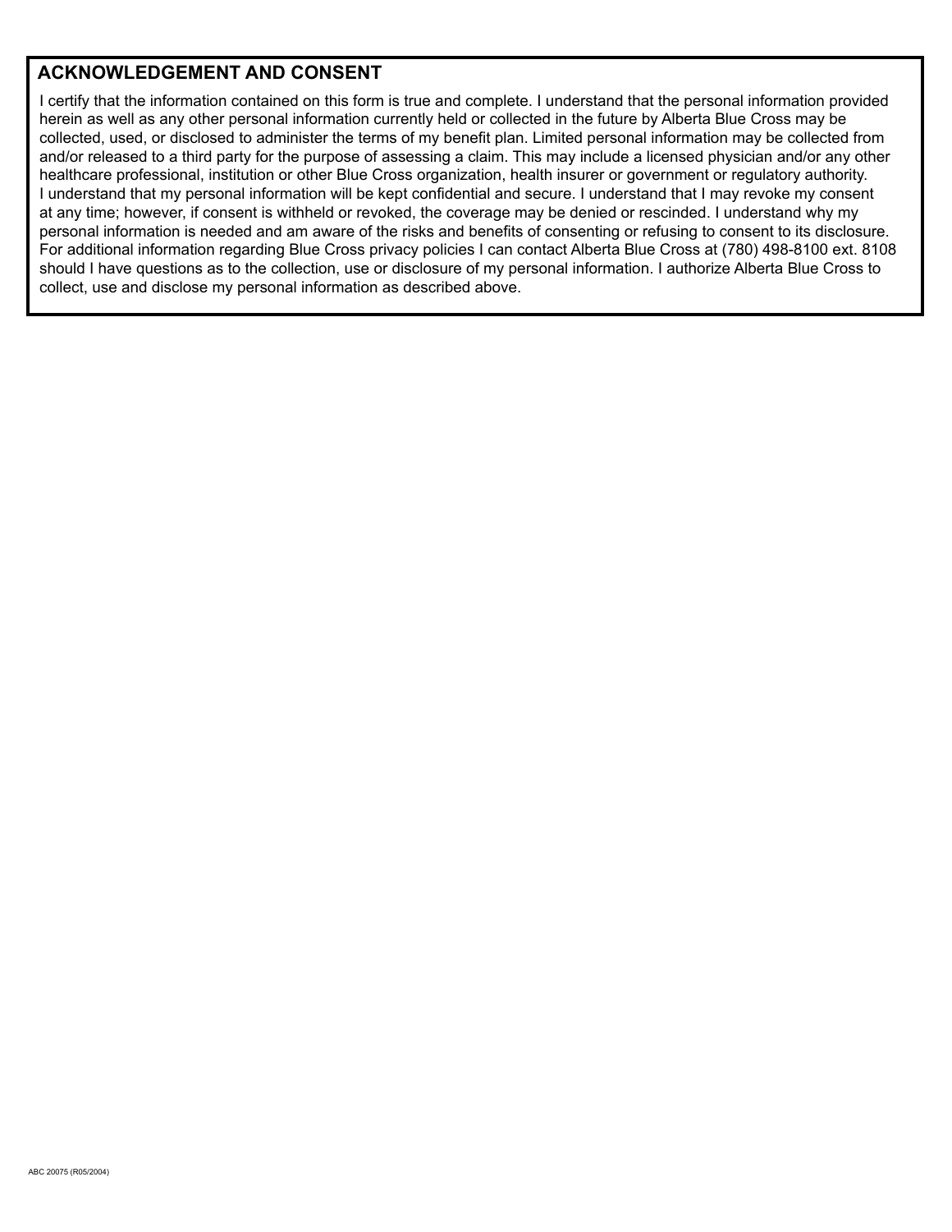## ACKNOWLEDGEMENT AND CONSENT

I certify that the information contained on this form is true and complete. I understand that the personal information provided herein as well as any other personal information currently held or collected in the future by Alberta Blue Cross may be collected, used, or disclosed to administer the terms of my benefit plan. Limited personal information may be collected from and/or released to a third party for the purpose of assessing a claim. This may include a licensed physician and/or any other healthcare professional, institution or other Blue Cross organization, health insurer or government or regulatory authority. I understand that my personal information will be kept confidential and secure. I understand that I may revoke my consent at any time; however, if consent is withheld or revoked, the coverage may be denied or rescinded. I understand why my personal information is needed and am aware of the risks and benefits of consenting or refusing to consent to its disclosure. For additional information regarding Blue Cross privacy policies I can contact Alberta Blue Cross at (780) 498-8100 ext. 8108 should I have questions as to the collection, use or disclosure of my personal information. I authorize Alberta Blue Cross to collect, use and disclose my personal information as described above.

ABC 20075 (R05/2004)